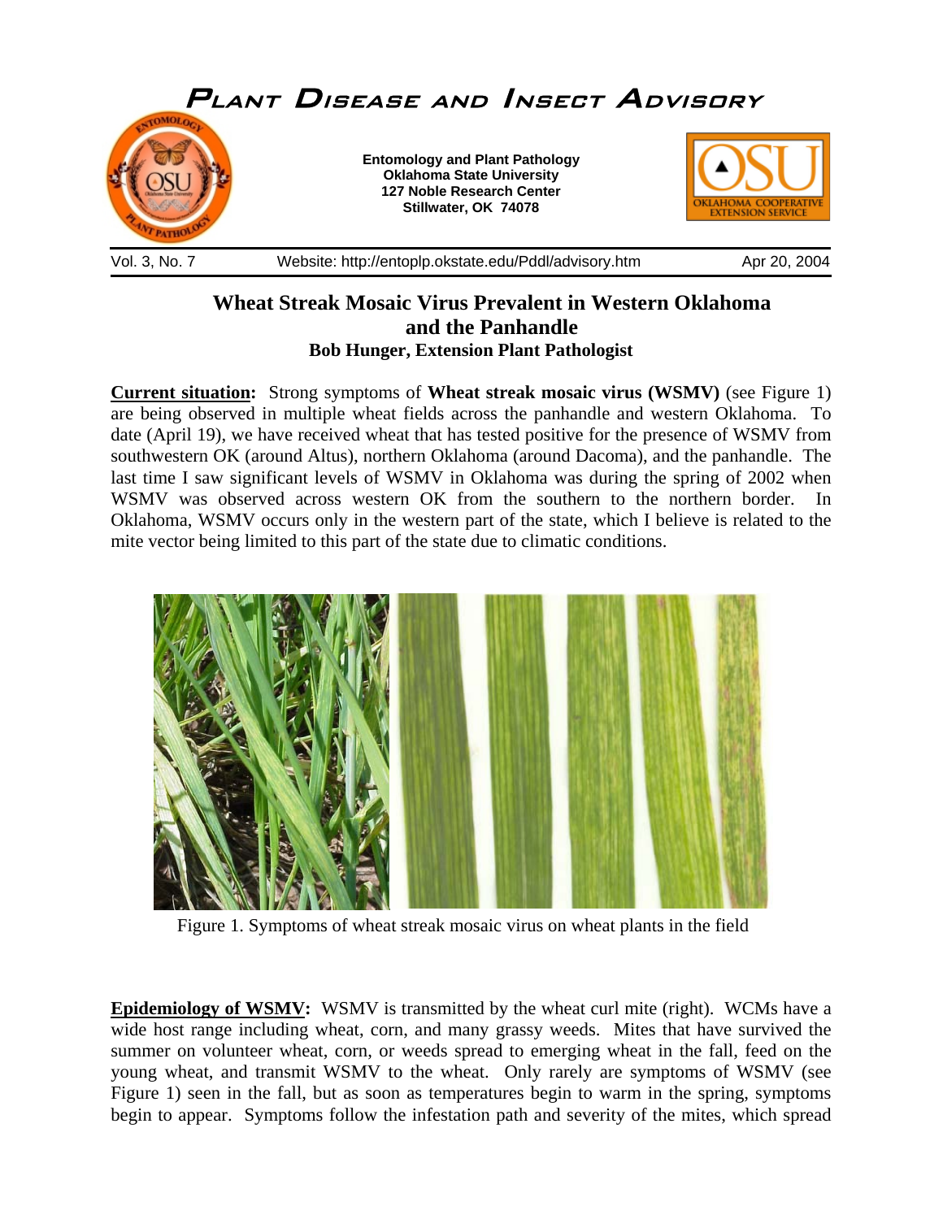# Plant Disease and Insect Advisory

**Entomology and Plant Pathology**
**Oklahoma State University**
**127 Noble Research Center**
**Stillwater, OK 74078**

Vol. 3, No. 7 — Website: http://entoplp.okstate.edu/Pddl/advisory.htm — Apr 20, 2004

## Wheat Streak Mosaic Virus Prevalent in Western Oklahoma and the Panhandle

**Bob Hunger, Extension Plant Pathologist**

**Current situation:** Strong symptoms of **Wheat streak mosaic virus (WSMV)** (see Figure 1) are being observed in multiple wheat fields across the panhandle and western Oklahoma. To date (April 19), we have received wheat that has tested positive for the presence of WSMV from southwestern OK (around Altus), northern Oklahoma (around Dacoma), and the panhandle. The last time I saw significant levels of WSMV in Oklahoma was during the spring of 2002 when WSMV was observed across western OK from the southern to the northern border. In Oklahoma, WSMV occurs only in the western part of the state, which I believe is related to the mite vector being limited to this part of the state due to climatic conditions.

Figure 1. Symptoms of wheat streak mosaic virus on wheat plants in the field

**Epidemiology of WSMV:** WSMV is transmitted by the wheat curl mite (right). WCMs have a wide host range including wheat, corn, and many grassy weeds. Mites that have survived the summer on volunteer wheat, corn, or weeds spread to emerging wheat in the fall, feed on the young wheat, and transmit WSMV to the wheat. Only rarely are symptoms of WSMV (see Figure 1) seen in the fall, but as soon as temperatures begin to warm in the spring, symptoms begin to appear. Symptoms follow the infestation path and severity of the mites, which spread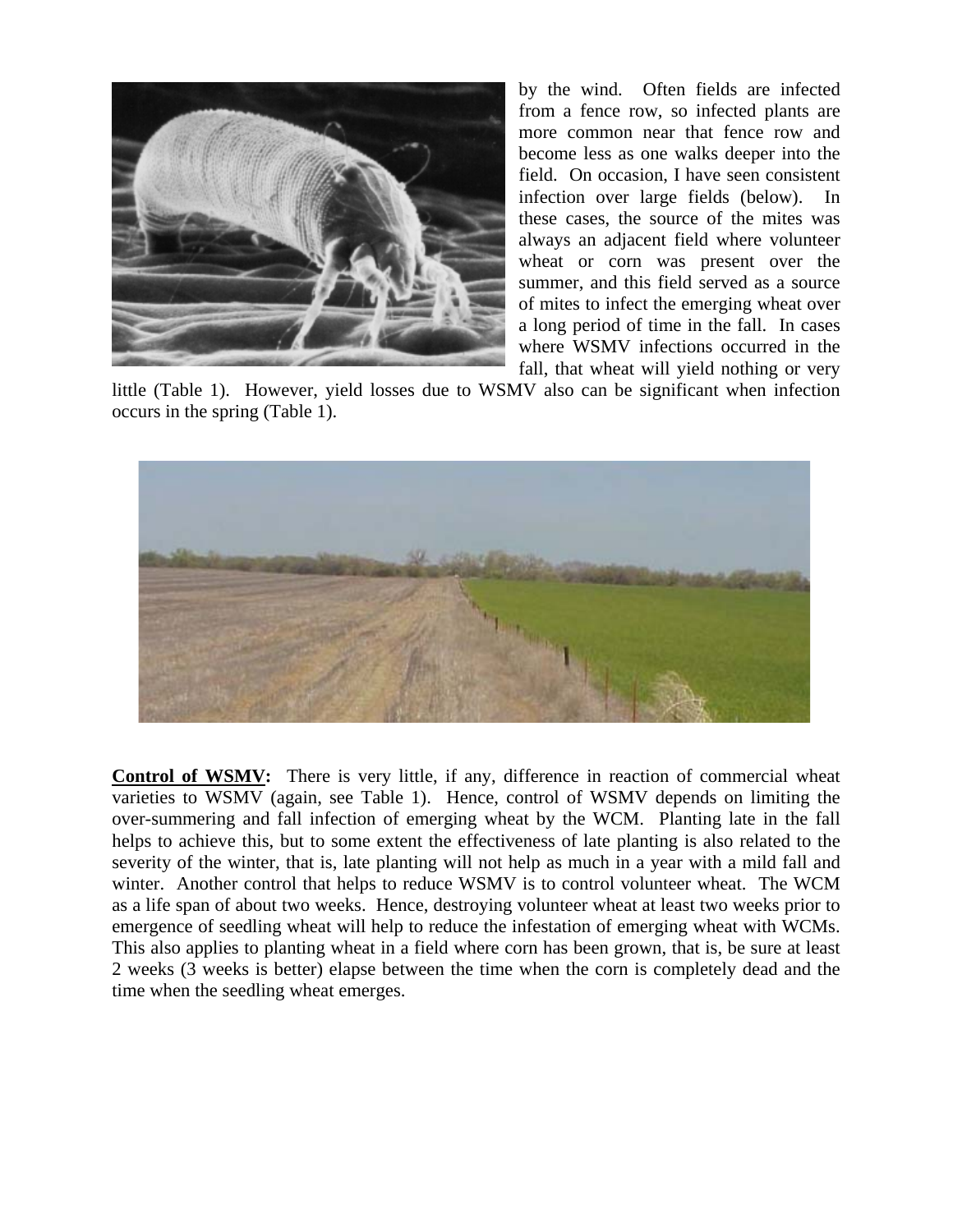by the wind. Often fields are infected from a fence row, so infected plants are more common near that fence row and become less as one walks deeper into the field. On occasion, I have seen consistent infection over large fields (below). In these cases, the source of the mites was always an adjacent field where volunteer wheat or corn was present over the summer, and this field served as a source of mites to infect the emerging wheat over a long period of time in the fall. In cases where WSMV infections occurred in the fall, that wheat will yield nothing or very little (Table 1). However, yield losses due to WSMV also can be significant when infection occurs in the spring (Table 1).

**Control of WSMV:** There is very little, if any, difference in reaction of commercial wheat varieties to WSMV (again, see Table 1). Hence, control of WSMV depends on limiting the over-summering and fall infection of emerging wheat by the WCM. Planting late in the fall helps to achieve this, but to some extent the effectiveness of late planting is also related to the severity of the winter, that is, late planting will not help as much in a year with a mild fall and winter. Another control that helps to reduce WSMV is to control volunteer wheat. The WCM as a life span of about two weeks. Hence, destroying volunteer wheat at least two weeks prior to emergence of seedling wheat will help to reduce the infestation of emerging wheat with WCMs. This also applies to planting wheat in a field where corn has been grown, that is, be sure at least 2 weeks (3 weeks is better) elapse between the time when the corn is completely dead and the time when the seedling wheat emerges.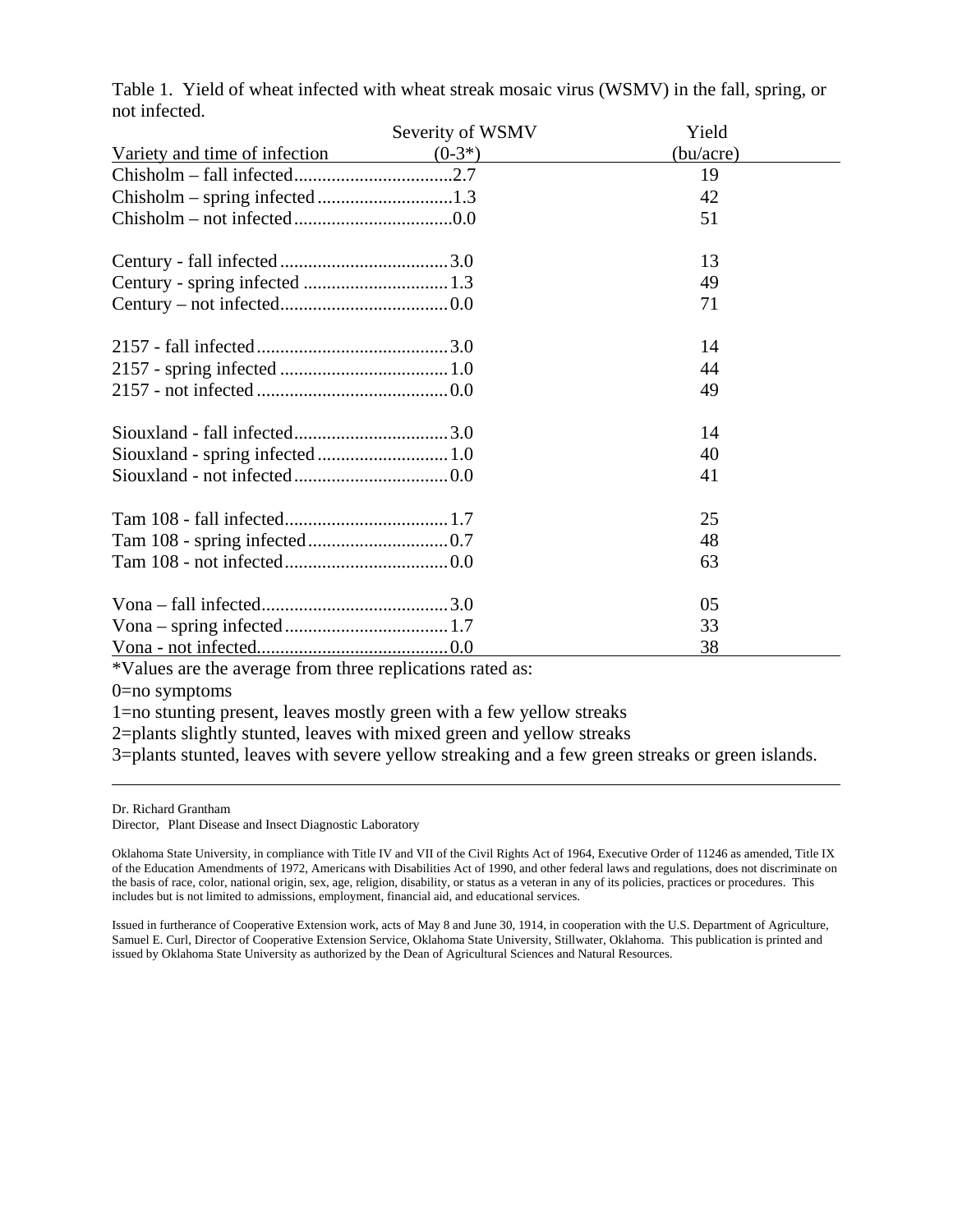Table 1. Yield of wheat infected with wheat streak mosaic virus (WSMV) in the fall, spring, or not infected.

| Variety and time of infection | Severity of WSMV (0-3*) | Yield (bu/acre) |
|---|---|---|
| Chisholm – fall infected | 2.7 | 19 |
| Chisholm – spring infected | 1.3 | 42 |
| Chisholm – not infected | 0.0 | 51 |
| Century - fall infected | 3.0 | 13 |
| Century - spring infected | 1.3 | 49 |
| Century – not infected | 0.0 | 71 |
| 2157 - fall infected | 3.0 | 14 |
| 2157 - spring infected | 1.0 | 44 |
| 2157 - not infected | 0.0 | 49 |
| Siouxland - fall infected | 3.0 | 14 |
| Siouxland - spring infected | 1.0 | 40 |
| Siouxland - not infected | 0.0 | 41 |
| Tam 108 - fall infected | 1.7 | 25 |
| Tam 108 - spring infected | 0.7 | 48 |
| Tam 108 - not infected | 0.0 | 63 |
| Vona – fall infected | 3.0 | 05 |
| Vona – spring infected | 1.7 | 33 |
| Vona - not infected | 0.0 | 38 |

*Values are the average from three replications rated as:
0=no symptoms
1=no stunting present, leaves mostly green with a few yellow streaks
2=plants slightly stunted, leaves with mixed green and yellow streaks
3=plants stunted, leaves with severe yellow streaking and a few green streaks or green islands.

---

Dr. Richard Grantham
Director, Plant Disease and Insect Diagnostic Laboratory

Oklahoma State University, in compliance with Title IV and VII of the Civil Rights Act of 1964, Executive Order of 11246 as amended, Title IX of the Education Amendments of 1972, Americans with Disabilities Act of 1990, and other federal laws and regulations, does not discriminate on the basis of race, color, national origin, sex, age, religion, disability, or status as a veteran in any of its policies, practices or procedures. This includes but is not limited to admissions, employment, financial aid, and educational services.

Issued in furtherance of Cooperative Extension work, acts of May 8 and June 30, 1914, in cooperation with the U.S. Department of Agriculture, Samuel E. Curl, Director of Cooperative Extension Service, Oklahoma State University, Stillwater, Oklahoma. This publication is printed and issued by Oklahoma State University as authorized by the Dean of Agricultural Sciences and Natural Resources.